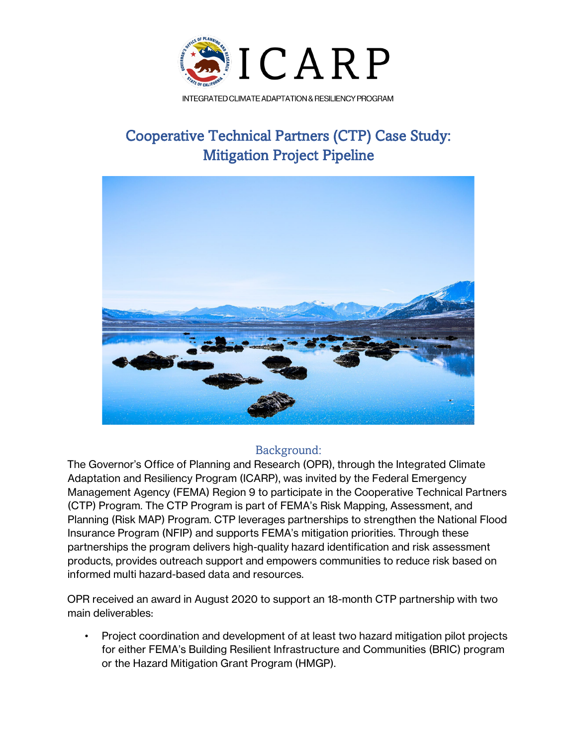ICARP

INTEGRATED CLIMATE ADAPTATION & RESILIENCY PROGRAM

# Cooperative Technical Partners (CTP) Case Study: Mitigation Project Pipeline

## Background:

The Governor's Office of Planning and Research (OPR), through the Integrated Climate Adaptation and Resiliency Program (ICARP), was invited by the Federal Emergency Management Agency (FEMA) Region 9 to participate in the Cooperative Technical Partners (CTP) Program. The CTP Program is part of FEMA's Risk Mapping, Assessment, and Planning (Risk MAP) Program. CTP leverages partnerships to strengthen the National Flood Insurance Program (NFIP) and supports FEMA's mitigation priorities. Through these partnerships the program delivers high-quality hazard identification and risk assessment products, provides outreach support and empowers communities to reduce risk based on informed multi hazard-based data and resources.

OPR received an award in August 2020 to support an 18-month CTP partnership with two main deliverables:

- Project coordination and development of at least two hazard mitigation pilot projects for either FEMA's Building Resilient Infrastructure and Communities (BRIC) program or the Hazard Mitigation Grant Program (HMGP).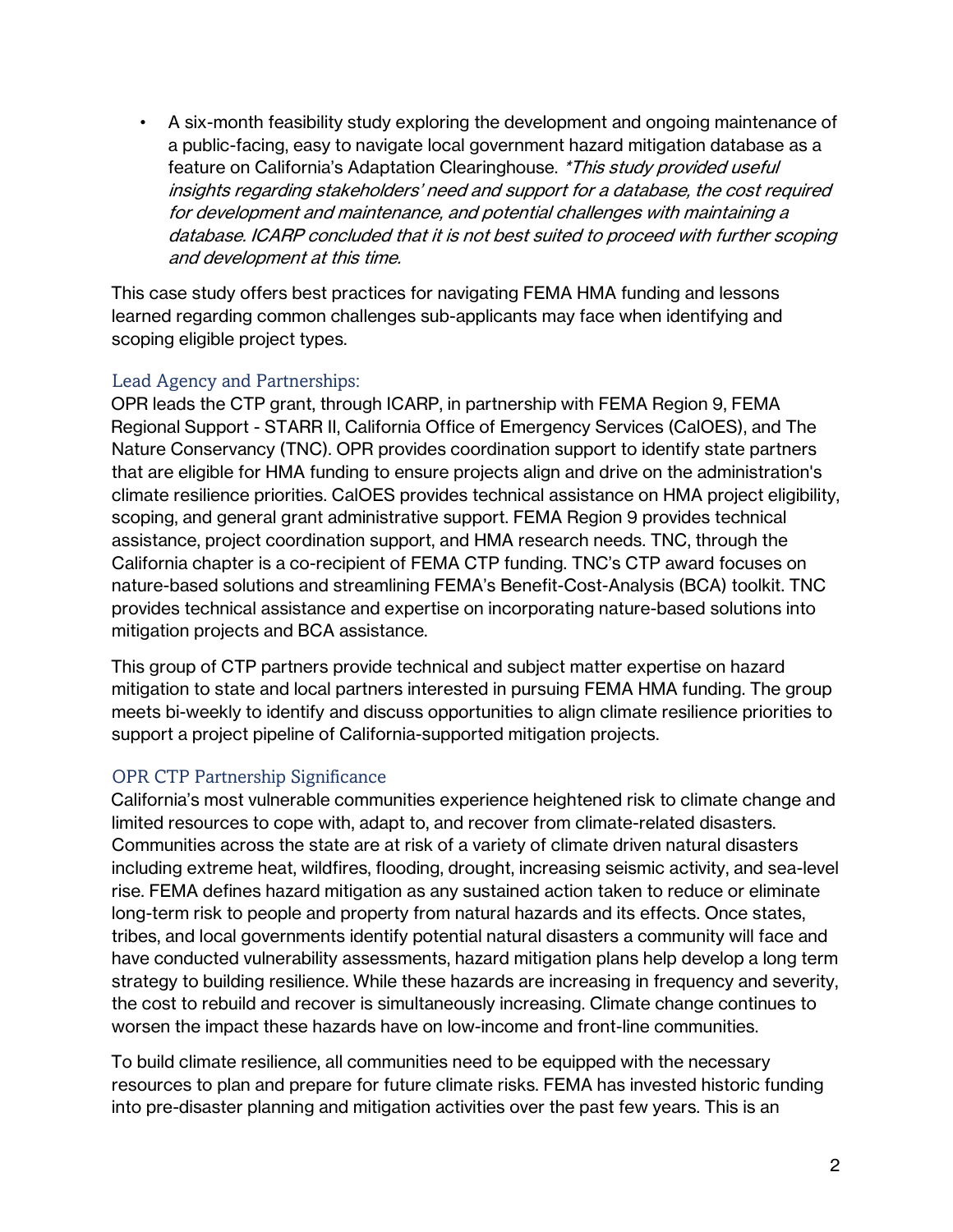- A six-month feasibility study exploring the development and ongoing maintenance of a public-facing, easy to navigate local government hazard mitigation database as a feature on California's Adaptation Clearinghouse. **This study provided useful insights regarding stakeholders' need and support for a database, the cost required for development and maintenance, and potential challenges with maintaining a database. ICARP concluded that it is not best suited to proceed with further scoping and development at this time.*

This case study offers best practices for navigating FEMA HMA funding and lessons learned regarding common challenges sub-applicants may face when identifying and scoping eligible project types.

### Lead Agency and Partnerships:

OPR leads the CTP grant, through ICARP, in partnership with FEMA Region 9, FEMA Regional Support - STARR II, California Office of Emergency Services (CalOES), and The Nature Conservancy (TNC). OPR provides coordination support to identify state partners that are eligible for HMA funding to ensure projects align and drive on the administration's climate resilience priorities. CalOES provides technical assistance on HMA project eligibility, scoping, and general grant administrative support. FEMA Region 9 provides technical assistance, project coordination support, and HMA research needs. TNC, through the California chapter is a co-recipient of FEMA CTP funding. TNC's CTP award focuses on nature-based solutions and streamlining FEMA's Benefit-Cost-Analysis (BCA) toolkit. TNC provides technical assistance and expertise on incorporating nature-based solutions into mitigation projects and BCA assistance.

This group of CTP partners provide technical and subject matter expertise on hazard mitigation to state and local partners interested in pursuing FEMA HMA funding. The group meets bi-weekly to identify and discuss opportunities to align climate resilience priorities to support a project pipeline of California-supported mitigation projects.

### OPR CTP Partnership Significance

California's most vulnerable communities experience heightened risk to climate change and limited resources to cope with, adapt to, and recover from climate-related disasters. Communities across the state are at risk of a variety of climate driven natural disasters including extreme heat, wildfires, flooding, drought, increasing seismic activity, and sea-level rise. FEMA defines hazard mitigation as any sustained action taken to reduce or eliminate long-term risk to people and property from natural hazards and its effects. Once states, tribes, and local governments identify potential natural disasters a community will face and have conducted vulnerability assessments, hazard mitigation plans help develop a long term strategy to building resilience. While these hazards are increasing in frequency and severity, the cost to rebuild and recover is simultaneously increasing. Climate change continues to worsen the impact these hazards have on low-income and front-line communities.

To build climate resilience, all communities need to be equipped with the necessary resources to plan and prepare for future climate risks. FEMA has invested historic funding into pre-disaster planning and mitigation activities over the past few years. This is an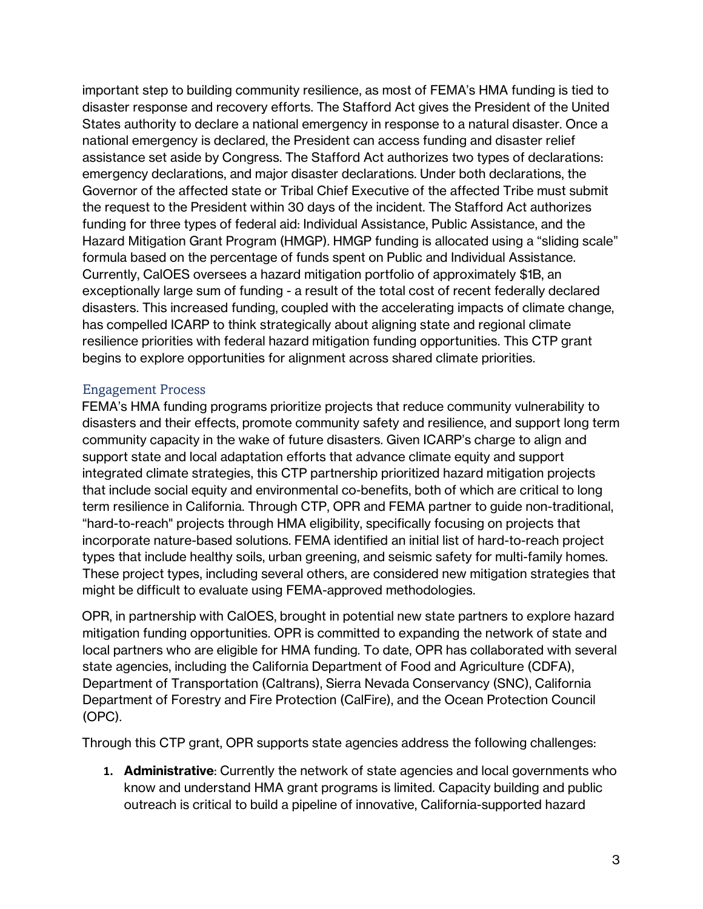important step to building community resilience, as most of FEMA's HMA funding is tied to disaster response and recovery efforts. The Stafford Act gives the President of the United States authority to declare a national emergency in response to a natural disaster. Once a national emergency is declared, the President can access funding and disaster relief assistance set aside by Congress. The Stafford Act authorizes two types of declarations: emergency declarations, and major disaster declarations. Under both declarations, the Governor of the affected state or Tribal Chief Executive of the affected Tribe must submit the request to the President within 30 days of the incident. The Stafford Act authorizes funding for three types of federal aid: Individual Assistance, Public Assistance, and the Hazard Mitigation Grant Program (HMGP). HMGP funding is allocated using a "sliding scale" formula based on the percentage of funds spent on Public and Individual Assistance. Currently, CalOES oversees a hazard mitigation portfolio of approximately $1B, an exceptionally large sum of funding - a result of the total cost of recent federally declared disasters. This increased funding, coupled with the accelerating impacts of climate change, has compelled ICARP to think strategically about aligning state and regional climate resilience priorities with federal hazard mitigation funding opportunities. This CTP grant begins to explore opportunities for alignment across shared climate priorities.

## Engagement Process

FEMA's HMA funding programs prioritize projects that reduce community vulnerability to disasters and their effects, promote community safety and resilience, and support long term community capacity in the wake of future disasters. Given ICARP's charge to align and support state and local adaptation efforts that advance climate equity and support integrated climate strategies, this CTP partnership prioritized hazard mitigation projects that include social equity and environmental co-benefits, both of which are critical to long term resilience in California. Through CTP, OPR and FEMA partner to guide non-traditional, "hard-to-reach" projects through HMA eligibility, specifically focusing on projects that incorporate nature-based solutions. FEMA identified an initial list of hard-to-reach project types that include healthy soils, urban greening, and seismic safety for multi-family homes. These project types, including several others, are considered new mitigation strategies that might be difficult to evaluate using FEMA-approved methodologies.

OPR, in partnership with CalOES, brought in potential new state partners to explore hazard mitigation funding opportunities. OPR is committed to expanding the network of state and local partners who are eligible for HMA funding. To date, OPR has collaborated with several state agencies, including the California Department of Food and Agriculture (CDFA), Department of Transportation (Caltrans), Sierra Nevada Conservancy (SNC), California Department of Forestry and Fire Protection (CalFire), and the Ocean Protection Council (OPC).

Through this CTP grant, OPR supports state agencies address the following challenges:

1. **Administrative**: Currently the network of state agencies and local governments who know and understand HMA grant programs is limited. Capacity building and public outreach is critical to build a pipeline of innovative, California-supported hazard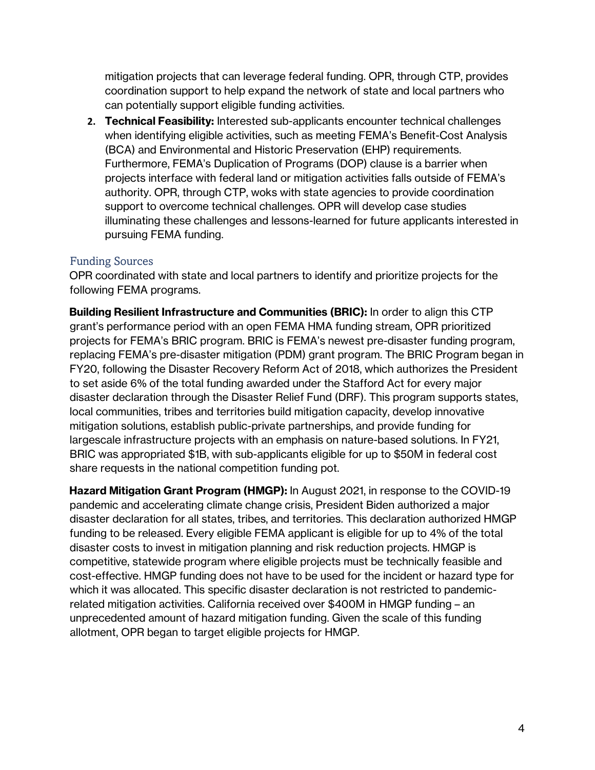mitigation projects that can leverage federal funding. OPR, through CTP, provides coordination support to help expand the network of state and local partners who can potentially support eligible funding activities.

2. **Technical Feasibility:** Interested sub-applicants encounter technical challenges when identifying eligible activities, such as meeting FEMA's Benefit-Cost Analysis (BCA) and Environmental and Historic Preservation (EHP) requirements. Furthermore, FEMA's Duplication of Programs (DOP) clause is a barrier when projects interface with federal land or mitigation activities falls outside of FEMA's authority. OPR, through CTP, woks with state agencies to provide coordination support to overcome technical challenges. OPR will develop case studies illuminating these challenges and lessons-learned for future applicants interested in pursuing FEMA funding.

## Funding Sources

OPR coordinated with state and local partners to identify and prioritize projects for the following FEMA programs.

**Building Resilient Infrastructure and Communities (BRIC):** In order to align this CTP grant's performance period with an open FEMA HMA funding stream, OPR prioritized projects for FEMA's BRIC program. BRIC is FEMA's newest pre-disaster funding program, replacing FEMA's pre-disaster mitigation (PDM) grant program. The BRIC Program began in FY20, following the Disaster Recovery Reform Act of 2018, which authorizes the President to set aside 6% of the total funding awarded under the Stafford Act for every major disaster declaration through the Disaster Relief Fund (DRF). This program supports states, local communities, tribes and territories build mitigation capacity, develop innovative mitigation solutions, establish public-private partnerships, and provide funding for largescale infrastructure projects with an emphasis on nature-based solutions. In FY21, BRIC was appropriated $1B, with sub-applicants eligible for up to $50M in federal cost share requests in the national competition funding pot.

**Hazard Mitigation Grant Program (HMGP):** In August 2021, in response to the COVID-19 pandemic and accelerating climate change crisis, President Biden authorized a major disaster declaration for all states, tribes, and territories. This declaration authorized HMGP funding to be released. Every eligible FEMA applicant is eligible for up to 4% of the total disaster costs to invest in mitigation planning and risk reduction projects. HMGP is competitive, statewide program where eligible projects must be technically feasible and cost-effective. HMGP funding does not have to be used for the incident or hazard type for which it was allocated. This specific disaster declaration is not restricted to pandemic-related mitigation activities. California received over $400M in HMGP funding – an unprecedented amount of hazard mitigation funding. Given the scale of this funding allotment, OPR began to target eligible projects for HMGP.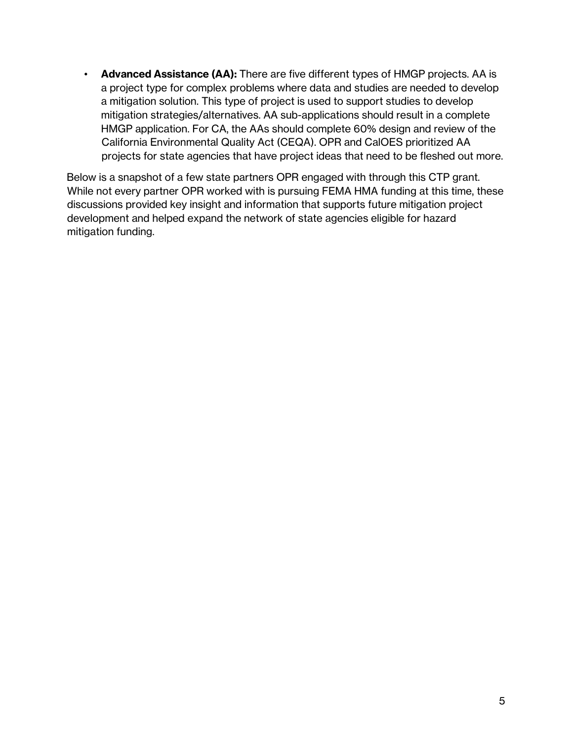- **Advanced Assistance (AA):** There are five different types of HMGP projects. AA is a project type for complex problems where data and studies are needed to develop a mitigation solution. This type of project is used to support studies to develop mitigation strategies/alternatives. AA sub-applications should result in a complete HMGP application. For CA, the AAs should complete 60% design and review of the California Environmental Quality Act (CEQA). OPR and CalOES prioritized AA projects for state agencies that have project ideas that need to be fleshed out more.

Below is a snapshot of a few state partners OPR engaged with through this CTP grant. While not every partner OPR worked with is pursuing FEMA HMA funding at this time, these discussions provided key insight and information that supports future mitigation project development and helped expand the network of state agencies eligible for hazard mitigation funding.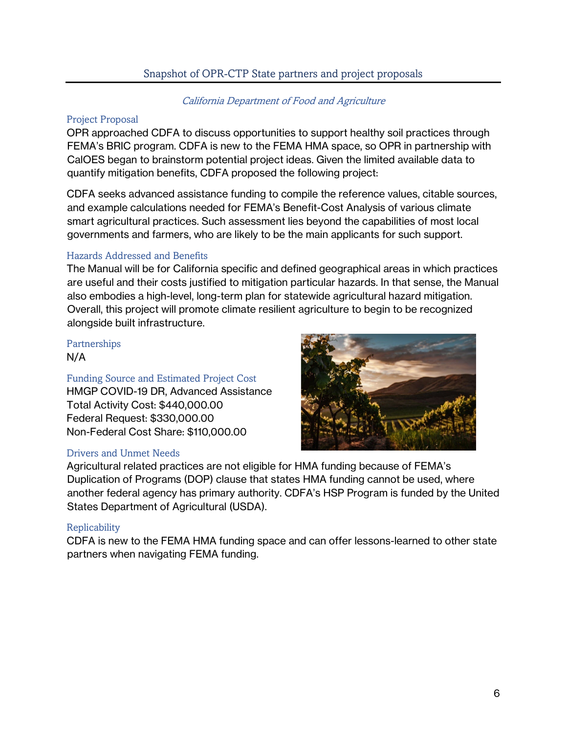## Snapshot of OPR-CTP State partners and project proposals

### *California Department of Food and Agriculture*

#### Project Proposal

OPR approached CDFA to discuss opportunities to support healthy soil practices through FEMA's BRIC program. CDFA is new to the FEMA HMA space, so OPR in partnership with CalOES began to brainstorm potential project ideas. Given the limited available data to quantify mitigation benefits, CDFA proposed the following project:

CDFA seeks advanced assistance funding to compile the reference values, citable sources, and example calculations needed for FEMA's Benefit-Cost Analysis of various climate smart agricultural practices. Such assessment lies beyond the capabilities of most local governments and farmers, who are likely to be the main applicants for such support.

#### Hazards Addressed and Benefits

The Manual will be for California specific and defined geographical areas in which practices are useful and their costs justified to mitigation particular hazards. In that sense, the Manual also embodies a high-level, long-term plan for statewide agricultural hazard mitigation. Overall, this project will promote climate resilient agriculture to begin to be recognized alongside built infrastructure.

#### Partnerships

N/A

#### Funding Source and Estimated Project Cost

HMGP COVID-19 DR, Advanced Assistance
Total Activity Cost: $440,000.00
Federal Request: $330,000.00
Non-Federal Cost Share: $110,000.00

#### Drivers and Unmet Needs

Agricultural related practices are not eligible for HMA funding because of FEMA's Duplication of Programs (DOP) clause that states HMA funding cannot be used, where another federal agency has primary authority. CDFA's HSP Program is funded by the United States Department of Agricultural (USDA).

#### Replicability

CDFA is new to the FEMA HMA funding space and can offer lessons-learned to other state partners when navigating FEMA funding.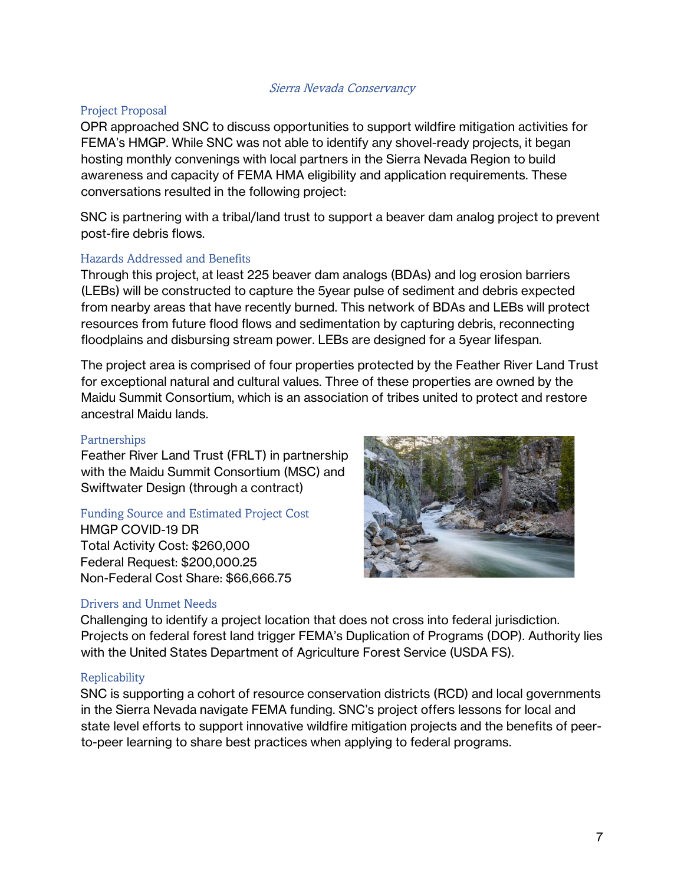*Sierra Nevada Conservancy*

### Project Proposal

OPR approached SNC to discuss opportunities to support wildfire mitigation activities for FEMA's HMGP. While SNC was not able to identify any shovel-ready projects, it began hosting monthly convenings with local partners in the Sierra Nevada Region to build awareness and capacity of FEMA HMA eligibility and application requirements. These conversations resulted in the following project:

SNC is partnering with a tribal/land trust to support a beaver dam analog project to prevent post-fire debris flows.

### Hazards Addressed and Benefits

Through this project, at least 225 beaver dam analogs (BDAs) and log erosion barriers (LEBs) will be constructed to capture the 5year pulse of sediment and debris expected from nearby areas that have recently burned. This network of BDAs and LEBs will protect resources from future flood flows and sedimentation by capturing debris, reconnecting floodplains and disbursing stream power. LEBs are designed for a 5year lifespan.

The project area is comprised of four properties protected by the Feather River Land Trust for exceptional natural and cultural values. Three of these properties are owned by the Maidu Summit Consortium, which is an association of tribes united to protect and restore ancestral Maidu lands.

### Partnerships

Feather River Land Trust (FRLT) in partnership with the Maidu Summit Consortium (MSC) and Swiftwater Design (through a contract)

### Funding Source and Estimated Project Cost

HMGP COVID-19 DR
Total Activity Cost: $260,000
Federal Request: $200,000.25
Non-Federal Cost Share: $66,666.75

### Drivers and Unmet Needs

Challenging to identify a project location that does not cross into federal jurisdiction. Projects on federal forest land trigger FEMA's Duplication of Programs (DOP). Authority lies with the United States Department of Agriculture Forest Service (USDA FS).

### Replicability

SNC is supporting a cohort of resource conservation districts (RCD) and local governments in the Sierra Nevada navigate FEMA funding. SNC's project offers lessons for local and state level efforts to support innovative wildfire mitigation projects and the benefits of peer-to-peer learning to share best practices when applying to federal programs.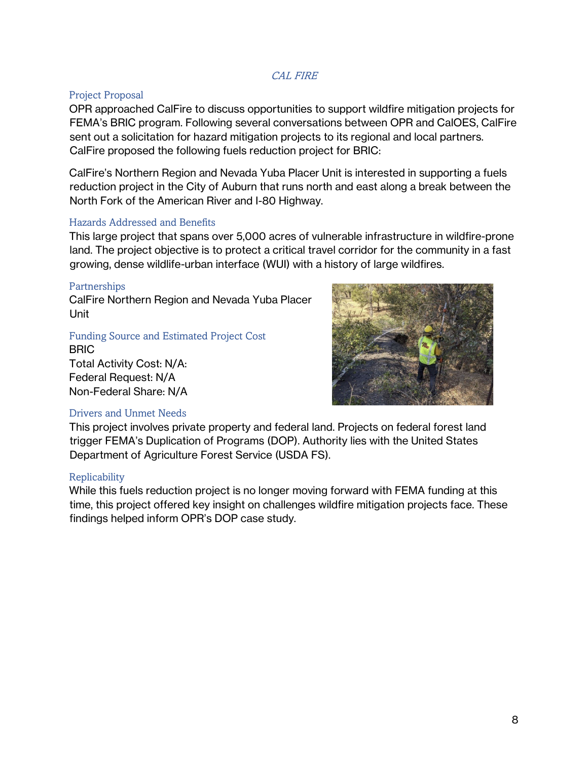*CAL FIRE*

### Project Proposal

OPR approached CalFire to discuss opportunities to support wildfire mitigation projects for FEMA's BRIC program. Following several conversations between OPR and CalOES, CalFire sent out a solicitation for hazard mitigation projects to its regional and local partners. CalFire proposed the following fuels reduction project for BRIC:

CalFire's Northern Region and Nevada Yuba Placer Unit is interested in supporting a fuels reduction project in the City of Auburn that runs north and east along a break between the North Fork of the American River and I-80 Highway.

### Hazards Addressed and Benefits

This large project that spans over 5,000 acres of vulnerable infrastructure in wildfire-prone land. The project objective is to protect a critical travel corridor for the community in a fast growing, dense wildlife-urban interface (WUI) with a history of large wildfires.

### Partnerships

CalFire Northern Region and Nevada Yuba Placer Unit

### Funding Source and Estimated Project Cost

BRIC
Total Activity Cost: N/A:
Federal Request: N/A
Non-Federal Share: N/A

### Drivers and Unmet Needs

This project involves private property and federal land. Projects on federal forest land trigger FEMA's Duplication of Programs (DOP). Authority lies with the United States Department of Agriculture Forest Service (USDA FS).

### Replicability

While this fuels reduction project is no longer moving forward with FEMA funding at this time, this project offered key insight on challenges wildfire mitigation projects face. These findings helped inform OPR's DOP case study.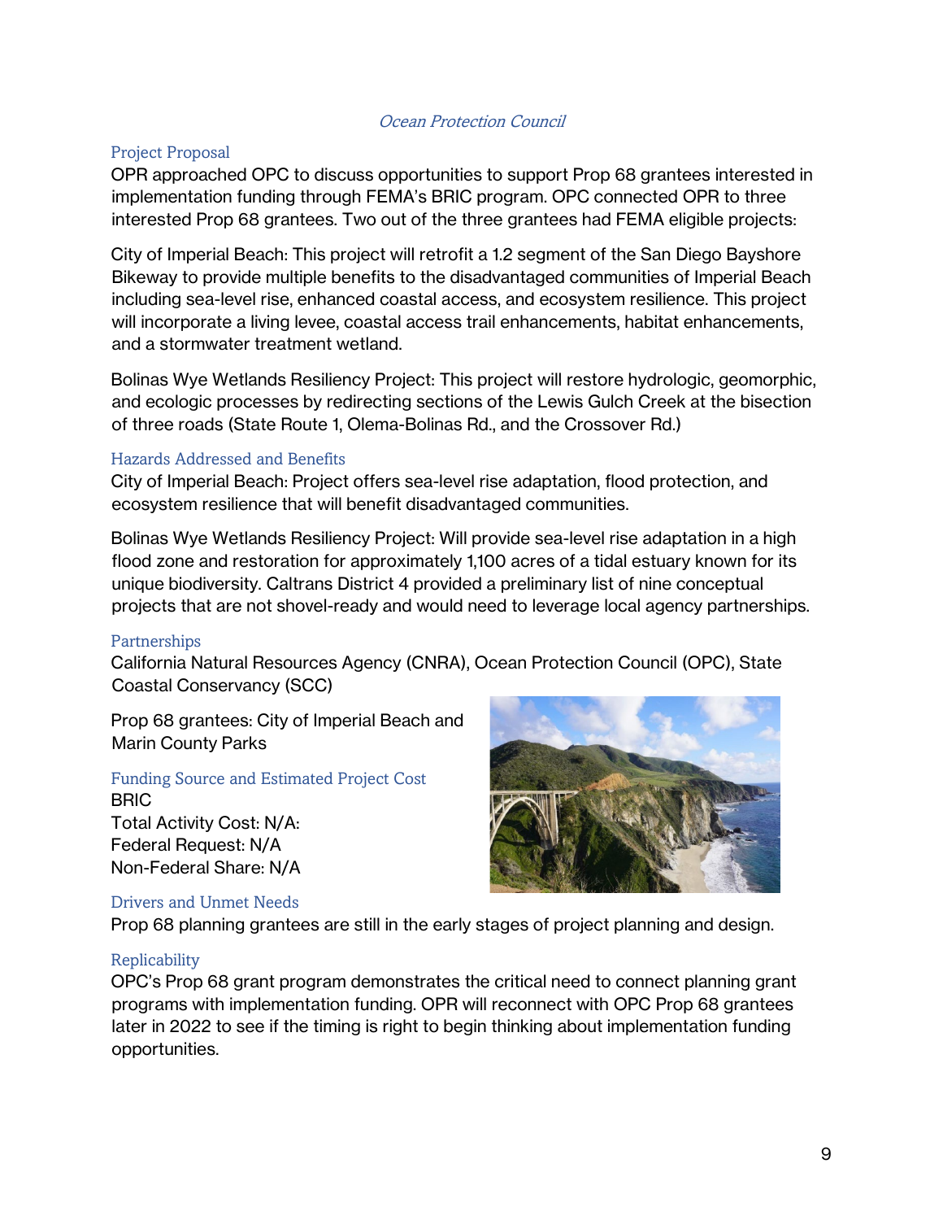*Ocean Protection Council*

### Project Proposal

OPR approached OPC to discuss opportunities to support Prop 68 grantees interested in implementation funding through FEMA's BRIC program. OPC connected OPR to three interested Prop 68 grantees. Two out of the three grantees had FEMA eligible projects:

City of Imperial Beach: This project will retrofit a 1.2 segment of the San Diego Bayshore Bikeway to provide multiple benefits to the disadvantaged communities of Imperial Beach including sea-level rise, enhanced coastal access, and ecosystem resilience. This project will incorporate a living levee, coastal access trail enhancements, habitat enhancements, and a stormwater treatment wetland.

Bolinas Wye Wetlands Resiliency Project: This project will restore hydrologic, geomorphic, and ecologic processes by redirecting sections of the Lewis Gulch Creek at the bisection of three roads (State Route 1, Olema-Bolinas Rd., and the Crossover Rd.)

### Hazards Addressed and Benefits

City of Imperial Beach: Project offers sea-level rise adaptation, flood protection, and ecosystem resilience that will benefit disadvantaged communities.

Bolinas Wye Wetlands Resiliency Project: Will provide sea-level rise adaptation in a high flood zone and restoration for approximately 1,100 acres of a tidal estuary known for its unique biodiversity. Caltrans District 4 provided a preliminary list of nine conceptual projects that are not shovel-ready and would need to leverage local agency partnerships.

### Partnerships

California Natural Resources Agency (CNRA), Ocean Protection Council (OPC), State Coastal Conservancy (SCC)

Prop 68 grantees: City of Imperial Beach and Marin County Parks

### Funding Source and Estimated Project Cost

BRIC
Total Activity Cost: N/A:
Federal Request: N/A
Non-Federal Share: N/A

### Drivers and Unmet Needs

Prop 68 planning grantees are still in the early stages of project planning and design.

### Replicability

OPC's Prop 68 grant program demonstrates the critical need to connect planning grant programs with implementation funding. OPR will reconnect with OPC Prop 68 grantees later in 2022 to see if the timing is right to begin thinking about implementation funding opportunities.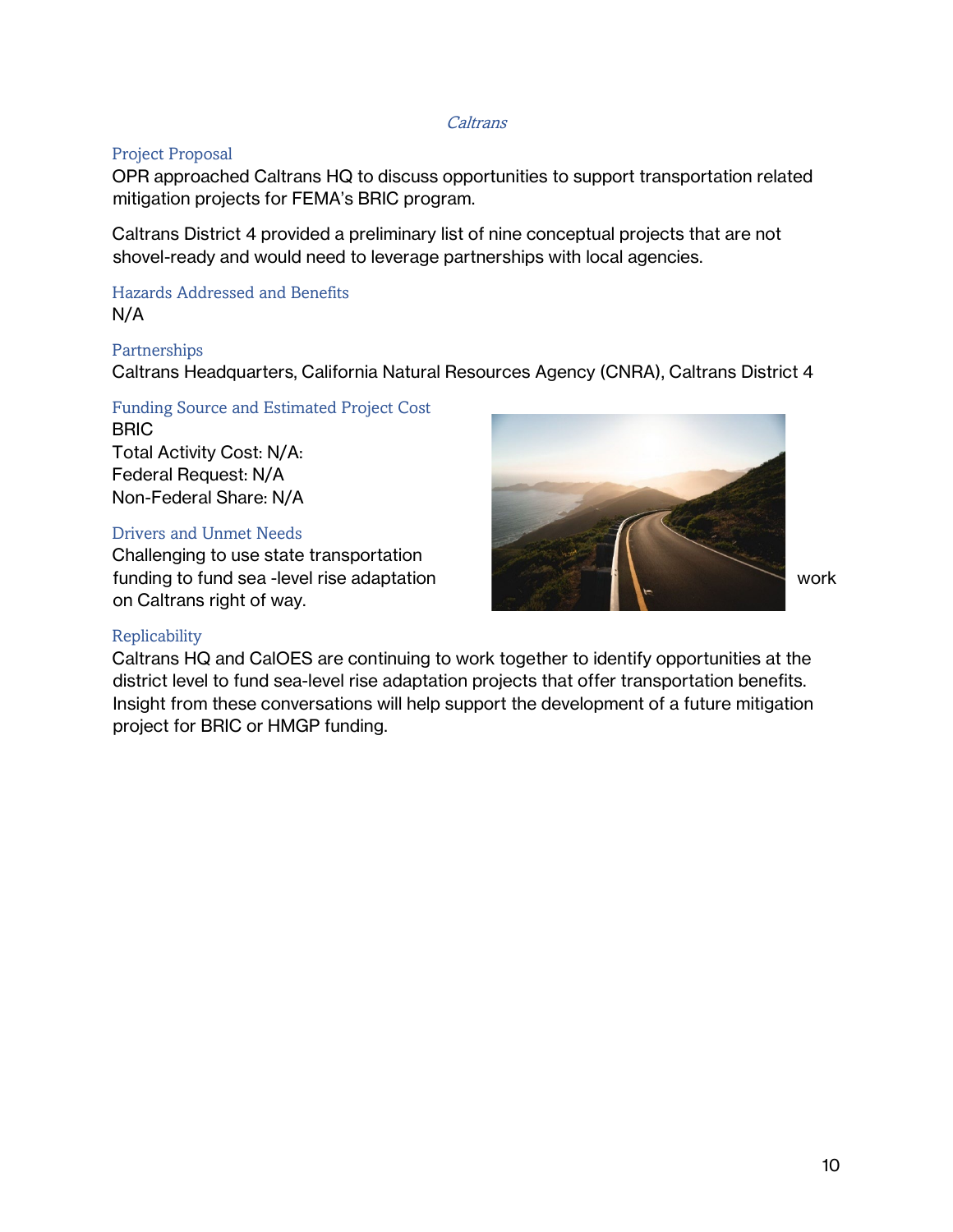## *Caltrans*

### Project Proposal

OPR approached Caltrans HQ to discuss opportunities to support transportation related mitigation projects for FEMA's BRIC program.

Caltrans District 4 provided a preliminary list of nine conceptual projects that are not shovel-ready and would need to leverage partnerships with local agencies.

### Hazards Addressed and Benefits

N/A

### Partnerships

Caltrans Headquarters, California Natural Resources Agency (CNRA), Caltrans District 4

### Funding Source and Estimated Project Cost

BRIC
Total Activity Cost: N/A:
Federal Request: N/A
Non-Federal Share: N/A

### Drivers and Unmet Needs

Challenging to use state transportation funding to fund sea -level rise adaptation work on Caltrans right of way.

### Replicability

Caltrans HQ and CalOES are continuing to work together to identify opportunities at the district level to fund sea-level rise adaptation projects that offer transportation benefits. Insight from these conversations will help support the development of a future mitigation project for BRIC or HMGP funding.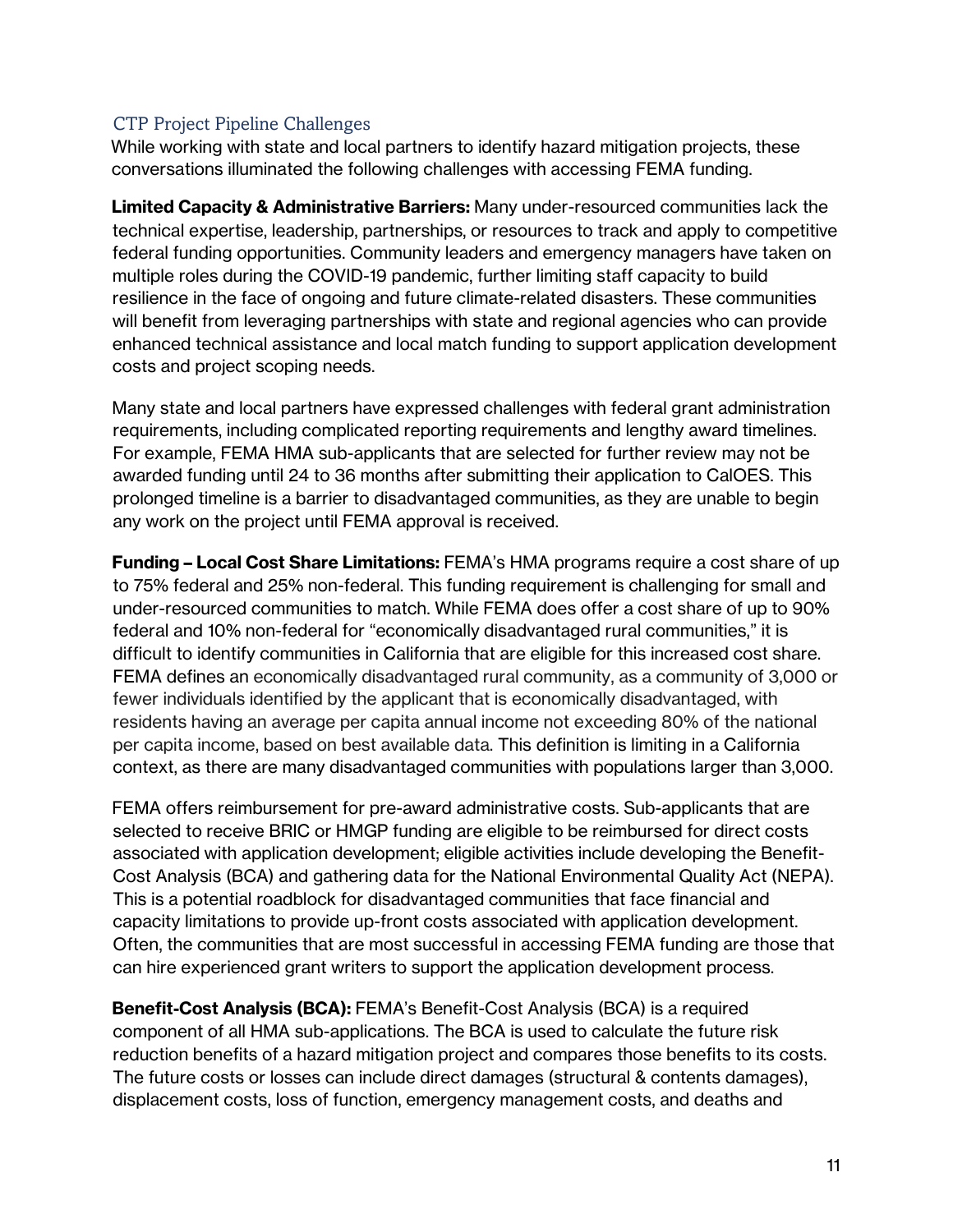## CTP Project Pipeline Challenges

While working with state and local partners to identify hazard mitigation projects, these conversations illuminated the following challenges with accessing FEMA funding.

**Limited Capacity & Administrative Barriers:** Many under-resourced communities lack the technical expertise, leadership, partnerships, or resources to track and apply to competitive federal funding opportunities. Community leaders and emergency managers have taken on multiple roles during the COVID-19 pandemic, further limiting staff capacity to build resilience in the face of ongoing and future climate-related disasters. These communities will benefit from leveraging partnerships with state and regional agencies who can provide enhanced technical assistance and local match funding to support application development costs and project scoping needs.

Many state and local partners have expressed challenges with federal grant administration requirements, including complicated reporting requirements and lengthy award timelines. For example, FEMA HMA sub-applicants that are selected for further review may not be awarded funding until 24 to 36 months after submitting their application to CalOES. This prolonged timeline is a barrier to disadvantaged communities, as they are unable to begin any work on the project until FEMA approval is received.

**Funding – Local Cost Share Limitations:** FEMA's HMA programs require a cost share of up to 75% federal and 25% non-federal. This funding requirement is challenging for small and under-resourced communities to match. While FEMA does offer a cost share of up to 90% federal and 10% non-federal for "economically disadvantaged rural communities," it is difficult to identify communities in California that are eligible for this increased cost share. FEMA defines an economically disadvantaged rural community, as a community of 3,000 or fewer individuals identified by the applicant that is economically disadvantaged, with residents having an average per capita annual income not exceeding 80% of the national per capita income, based on best available data. This definition is limiting in a California context, as there are many disadvantaged communities with populations larger than 3,000.

FEMA offers reimbursement for pre-award administrative costs. Sub-applicants that are selected to receive BRIC or HMGP funding are eligible to be reimbursed for direct costs associated with application development; eligible activities include developing the Benefit-Cost Analysis (BCA) and gathering data for the National Environmental Quality Act (NEPA). This is a potential roadblock for disadvantaged communities that face financial and capacity limitations to provide up-front costs associated with application development. Often, the communities that are most successful in accessing FEMA funding are those that can hire experienced grant writers to support the application development process.

**Benefit-Cost Analysis (BCA):** FEMA's Benefit-Cost Analysis (BCA) is a required component of all HMA sub-applications. The BCA is used to calculate the future risk reduction benefits of a hazard mitigation project and compares those benefits to its costs. The future costs or losses can include direct damages (structural & contents damages), displacement costs, loss of function, emergency management costs, and deaths and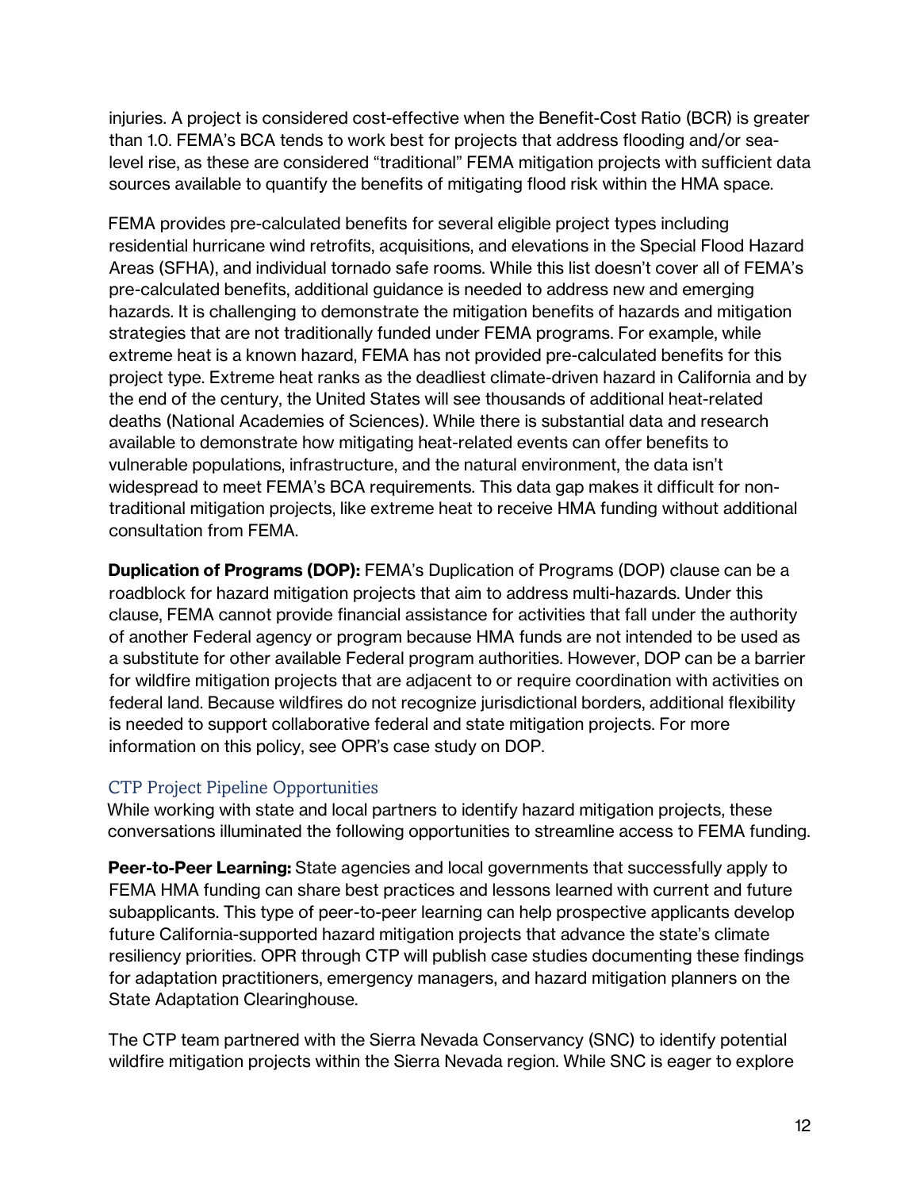injuries. A project is considered cost-effective when the Benefit-Cost Ratio (BCR) is greater than 1.0. FEMA's BCA tends to work best for projects that address flooding and/or sea-level rise, as these are considered "traditional" FEMA mitigation projects with sufficient data sources available to quantify the benefits of mitigating flood risk within the HMA space.

FEMA provides pre-calculated benefits for several eligible project types including residential hurricane wind retrofits, acquisitions, and elevations in the Special Flood Hazard Areas (SFHA), and individual tornado safe rooms. While this list doesn't cover all of FEMA's pre-calculated benefits, additional guidance is needed to address new and emerging hazards. It is challenging to demonstrate the mitigation benefits of hazards and mitigation strategies that are not traditionally funded under FEMA programs. For example, while extreme heat is a known hazard, FEMA has not provided pre-calculated benefits for this project type. Extreme heat ranks as the deadliest climate-driven hazard in California and by the end of the century, the United States will see thousands of additional heat-related deaths (National Academies of Sciences). While there is substantial data and research available to demonstrate how mitigating heat-related events can offer benefits to vulnerable populations, infrastructure, and the natural environment, the data isn't widespread to meet FEMA's BCA requirements. This data gap makes it difficult for non-traditional mitigation projects, like extreme heat to receive HMA funding without additional consultation from FEMA.

**Duplication of Programs (DOP):** FEMA's Duplication of Programs (DOP) clause can be a roadblock for hazard mitigation projects that aim to address multi-hazards. Under this clause, FEMA cannot provide financial assistance for activities that fall under the authority of another Federal agency or program because HMA funds are not intended to be used as a substitute for other available Federal program authorities. However, DOP can be a barrier for wildfire mitigation projects that are adjacent to or require coordination with activities on federal land. Because wildfires do not recognize jurisdictional borders, additional flexibility is needed to support collaborative federal and state mitigation projects. For more information on this policy, see OPR's case study on DOP.

### CTP Project Pipeline Opportunities

While working with state and local partners to identify hazard mitigation projects, these conversations illuminated the following opportunities to streamline access to FEMA funding.

**Peer-to-Peer Learning:** State agencies and local governments that successfully apply to FEMA HMA funding can share best practices and lessons learned with current and future subapplicants. This type of peer-to-peer learning can help prospective applicants develop future California-supported hazard mitigation projects that advance the state's climate resiliency priorities. OPR through CTP will publish case studies documenting these findings for adaptation practitioners, emergency managers, and hazard mitigation planners on the State Adaptation Clearinghouse.

The CTP team partnered with the Sierra Nevada Conservancy (SNC) to identify potential wildfire mitigation projects within the Sierra Nevada region. While SNC is eager to explore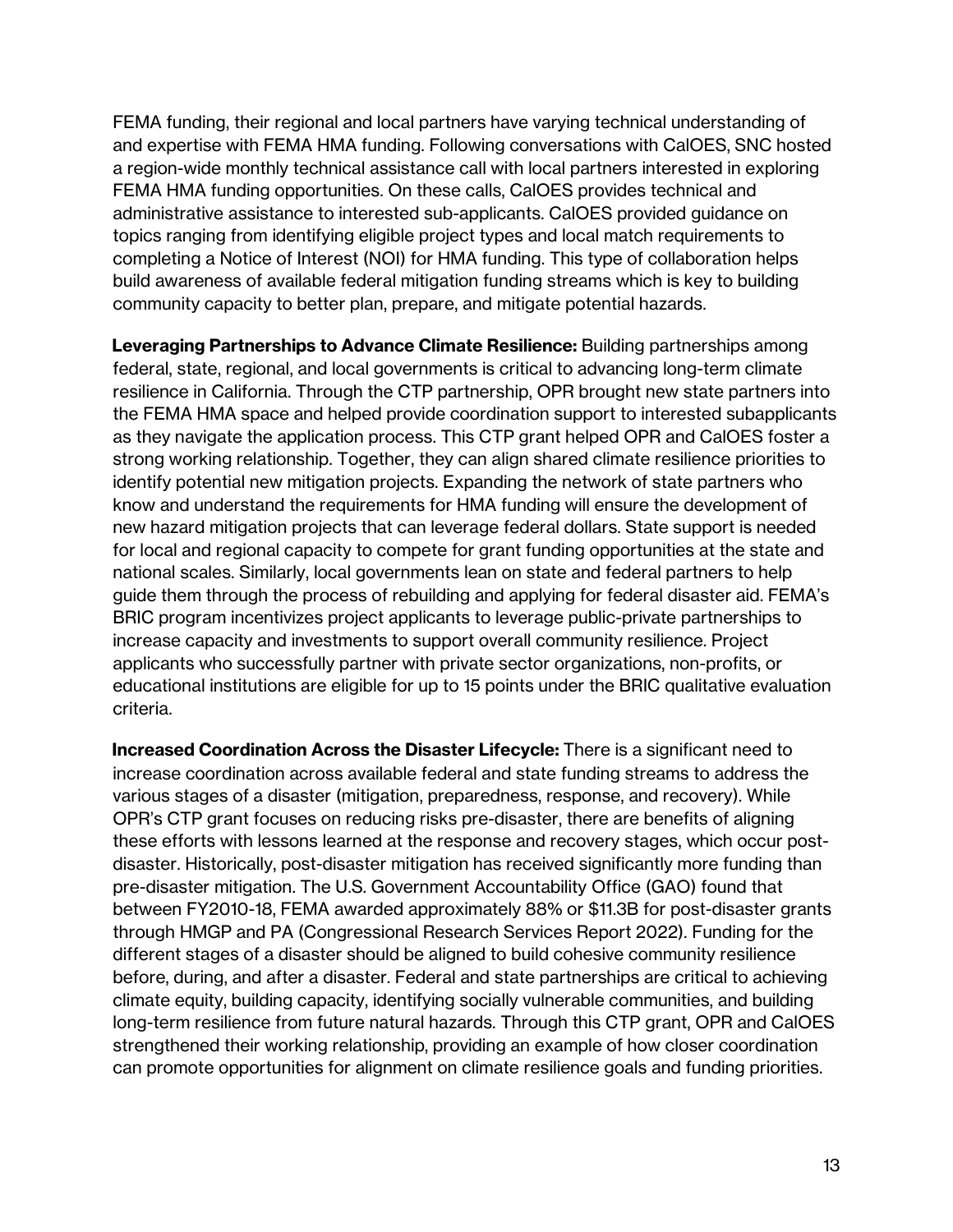FEMA funding, their regional and local partners have varying technical understanding of and expertise with FEMA HMA funding. Following conversations with CalOES, SNC hosted a region-wide monthly technical assistance call with local partners interested in exploring FEMA HMA funding opportunities. On these calls, CalOES provides technical and administrative assistance to interested sub-applicants. CalOES provided guidance on topics ranging from identifying eligible project types and local match requirements to completing a Notice of Interest (NOI) for HMA funding. This type of collaboration helps build awareness of available federal mitigation funding streams which is key to building community capacity to better plan, prepare, and mitigate potential hazards.

**Leveraging Partnerships to Advance Climate Resilience:** Building partnerships among federal, state, regional, and local governments is critical to advancing long-term climate resilience in California. Through the CTP partnership, OPR brought new state partners into the FEMA HMA space and helped provide coordination support to interested subapplicants as they navigate the application process. This CTP grant helped OPR and CalOES foster a strong working relationship. Together, they can align shared climate resilience priorities to identify potential new mitigation projects. Expanding the network of state partners who know and understand the requirements for HMA funding will ensure the development of new hazard mitigation projects that can leverage federal dollars. State support is needed for local and regional capacity to compete for grant funding opportunities at the state and national scales. Similarly, local governments lean on state and federal partners to help guide them through the process of rebuilding and applying for federal disaster aid. FEMA's BRIC program incentivizes project applicants to leverage public-private partnerships to increase capacity and investments to support overall community resilience. Project applicants who successfully partner with private sector organizations, non-profits, or educational institutions are eligible for up to 15 points under the BRIC qualitative evaluation criteria.

**Increased Coordination Across the Disaster Lifecycle:** There is a significant need to increase coordination across available federal and state funding streams to address the various stages of a disaster (mitigation, preparedness, response, and recovery). While OPR's CTP grant focuses on reducing risks pre-disaster, there are benefits of aligning these efforts with lessons learned at the response and recovery stages, which occur post-disaster. Historically, post-disaster mitigation has received significantly more funding than pre-disaster mitigation. The U.S. Government Accountability Office (GAO) found that between FY2010-18, FEMA awarded approximately 88% or $11.3B for post-disaster grants through HMGP and PA (Congressional Research Services Report 2022). Funding for the different stages of a disaster should be aligned to build cohesive community resilience before, during, and after a disaster. Federal and state partnerships are critical to achieving climate equity, building capacity, identifying socially vulnerable communities, and building long-term resilience from future natural hazards. Through this CTP grant, OPR and CalOES strengthened their working relationship, providing an example of how closer coordination can promote opportunities for alignment on climate resilience goals and funding priorities.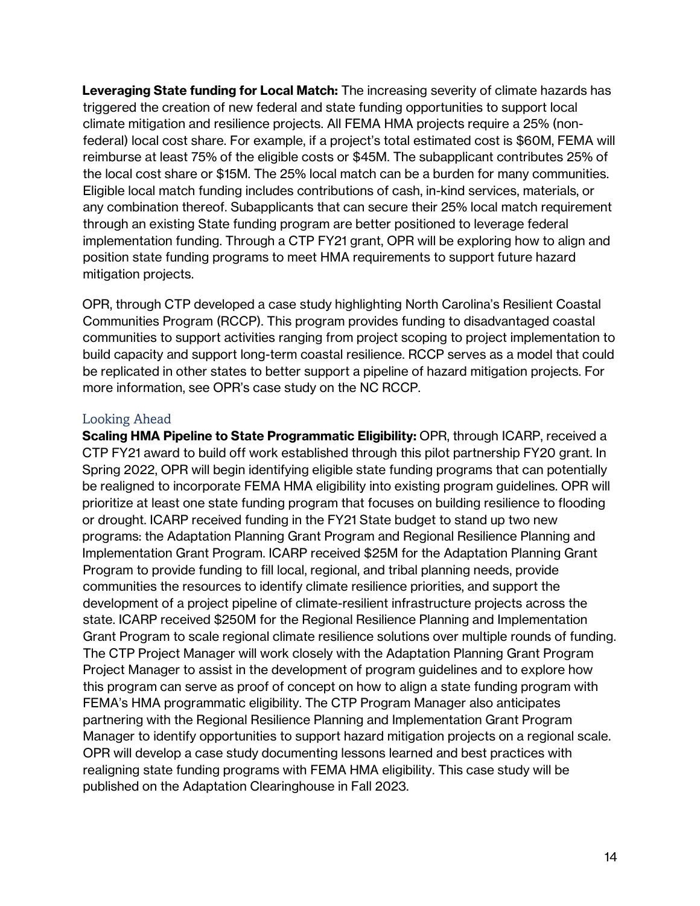**Leveraging State funding for Local Match:** The increasing severity of climate hazards has triggered the creation of new federal and state funding opportunities to support local climate mitigation and resilience projects. All FEMA HMA projects require a 25% (non-federal) local cost share. For example, if a project's total estimated cost is $60M, FEMA will reimburse at least 75% of the eligible costs or $45M. The subapplicant contributes 25% of the local cost share or $15M. The 25% local match can be a burden for many communities. Eligible local match funding includes contributions of cash, in-kind services, materials, or any combination thereof. Subapplicants that can secure their 25% local match requirement through an existing State funding program are better positioned to leverage federal implementation funding. Through a CTP FY21 grant, OPR will be exploring how to align and position state funding programs to meet HMA requirements to support future hazard mitigation projects.

OPR, through CTP developed a case study highlighting North Carolina's Resilient Coastal Communities Program (RCCP). This program provides funding to disadvantaged coastal communities to support activities ranging from project scoping to project implementation to build capacity and support long-term coastal resilience. RCCP serves as a model that could be replicated in other states to better support a pipeline of hazard mitigation projects. For more information, see OPR's case study on the NC RCCP.

### Looking Ahead

**Scaling HMA Pipeline to State Programmatic Eligibility:** OPR, through ICARP, received a CTP FY21 award to build off work established through this pilot partnership FY20 grant. In Spring 2022, OPR will begin identifying eligible state funding programs that can potentially be realigned to incorporate FEMA HMA eligibility into existing program guidelines. OPR will prioritize at least one state funding program that focuses on building resilience to flooding or drought. ICARP received funding in the FY21 State budget to stand up two new programs: the Adaptation Planning Grant Program and Regional Resilience Planning and Implementation Grant Program. ICARP received $25M for the Adaptation Planning Grant Program to provide funding to fill local, regional, and tribal planning needs, provide communities the resources to identify climate resilience priorities, and support the development of a project pipeline of climate-resilient infrastructure projects across the state. ICARP received $250M for the Regional Resilience Planning and Implementation Grant Program to scale regional climate resilience solutions over multiple rounds of funding. The CTP Project Manager will work closely with the Adaptation Planning Grant Program Project Manager to assist in the development of program guidelines and to explore how this program can serve as proof of concept on how to align a state funding program with FEMA's HMA programmatic eligibility. The CTP Program Manager also anticipates partnering with the Regional Resilience Planning and Implementation Grant Program Manager to identify opportunities to support hazard mitigation projects on a regional scale. OPR will develop a case study documenting lessons learned and best practices with realigning state funding programs with FEMA HMA eligibility. This case study will be published on the Adaptation Clearinghouse in Fall 2023.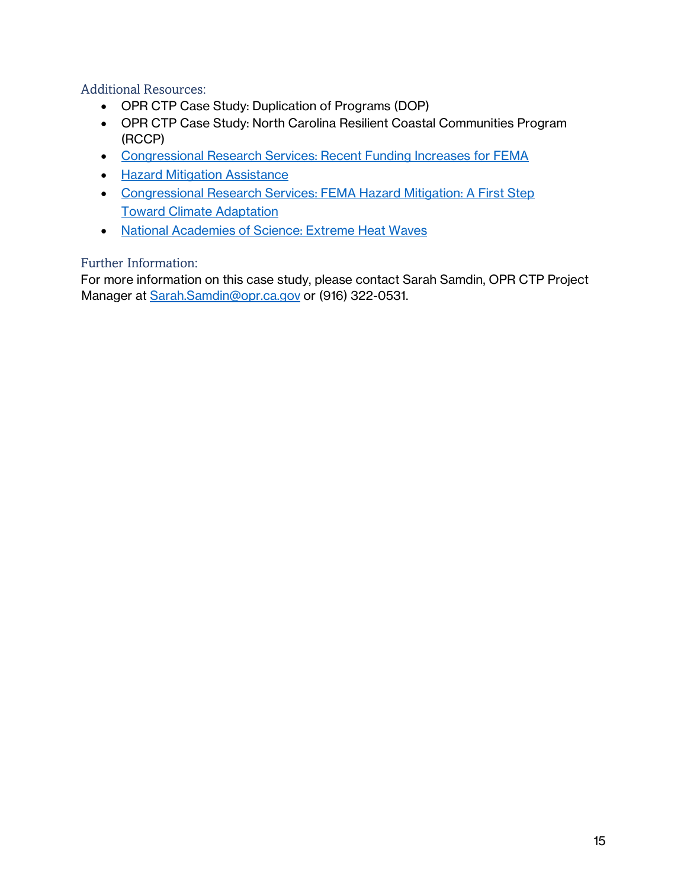### Additional Resources:

- OPR CTP Case Study: Duplication of Programs (DOP)
- OPR CTP Case Study: North Carolina Resilient Coastal Communities Program (RCCP)
- Congressional Research Services: Recent Funding Increases for FEMA
- Hazard Mitigation Assistance
- Congressional Research Services: FEMA Hazard Mitigation: A First Step Toward Climate Adaptation
- National Academies of Science: Extreme Heat Waves

### Further Information:

For more information on this case study, please contact Sarah Samdin, OPR CTP Project Manager at Sarah.Samdin@opr.ca.gov or (916) 322-0531.